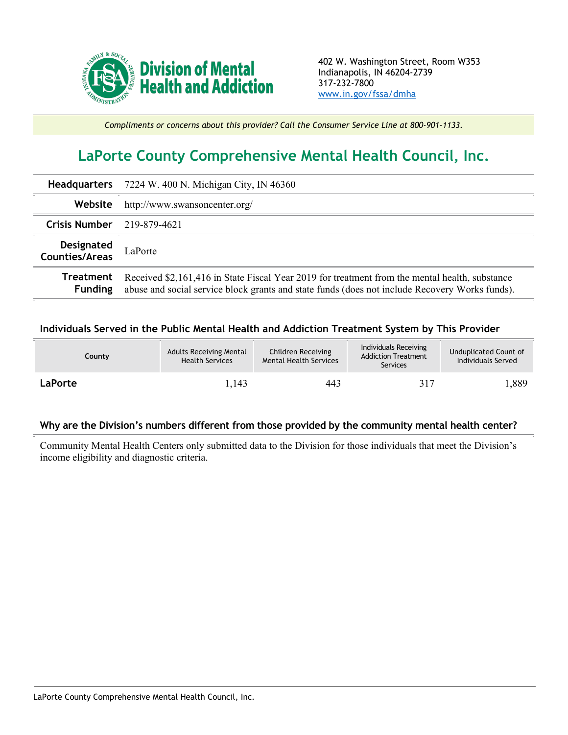Division of Mental Health and Addiction

402 W. Washington Street, Room W353
Indianapolis, IN 46204-2739
317-232-7800
www.in.gov/fssa/dmha

*Compliments or concerns about this provider? Call the Consumer Service Line at 800-901-1133.*

# LaPorte County Comprehensive Mental Health Council, Inc.

| | |
|---|---|
| **Headquarters** | 7224 W. 400 N. Michigan City, IN 46360 |
| **Website** | http://www.swansoncenter.org/ |
| **Crisis Number** | 219-879-4621 |
| **Designated Counties/Areas** | LaPorte |
| **Treatment Funding** | Received $2,161,416 in State Fiscal Year 2019 for treatment from the mental health, substance abuse and social service block grants and state funds (does not include Recovery Works funds). |

### Individuals Served in the Public Mental Health and Addiction Treatment System by This Provider

| County | Adults Receiving Mental Health Services | Children Receiving Mental Health Services | Individuals Receiving Addiction Treatment Services | Unduplicated Count of Individuals Served |
|---|---|---|---|---|
| **LaPorte** | 1,143 | 443 | 317 | 1,889 |

### Why are the Division's numbers different from those provided by the community mental health center?

Community Mental Health Centers only submitted data to the Division for those individuals that meet the Division's income eligibility and diagnostic criteria.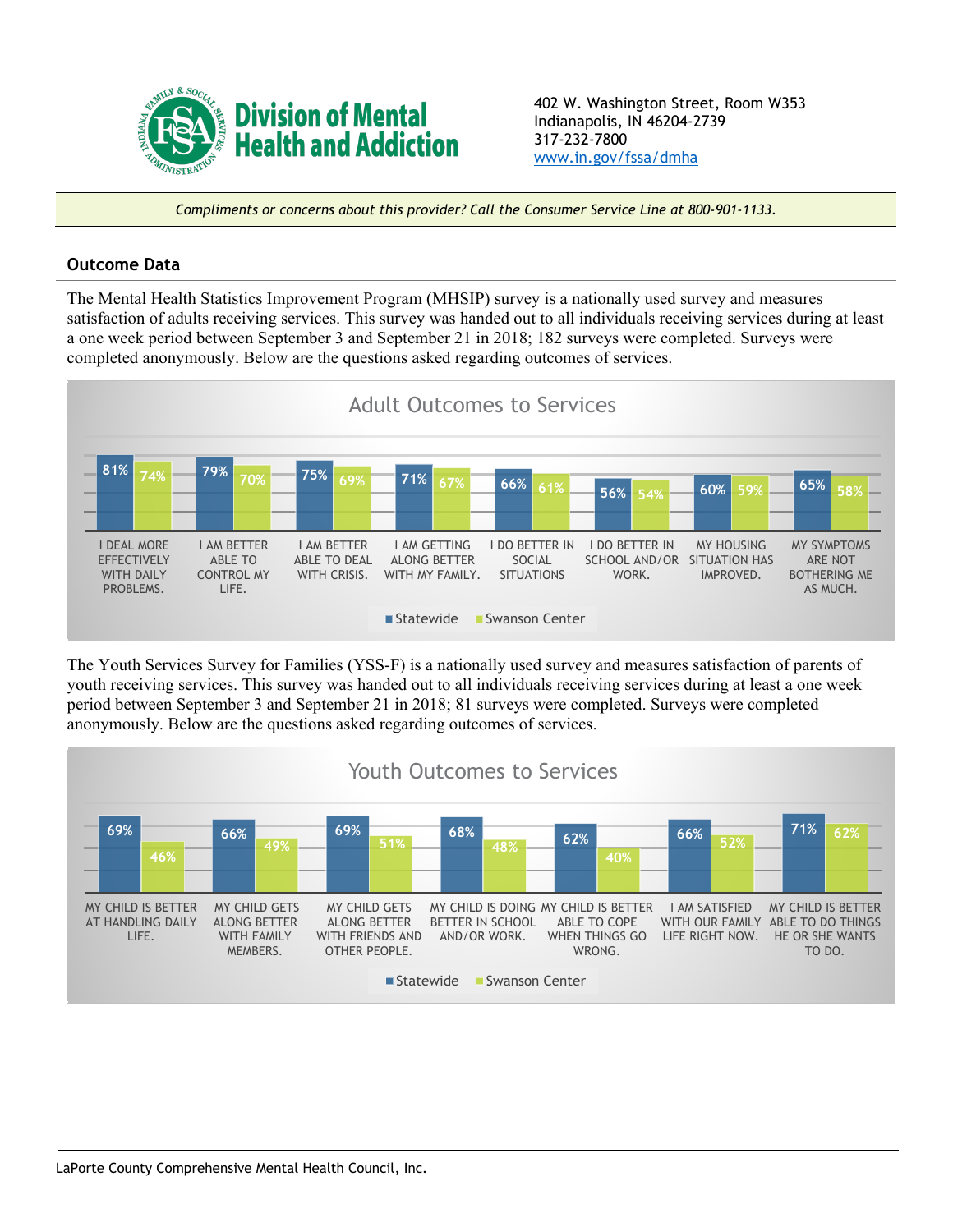Division of Mental Health and Addiction

402 W. Washington Street, Room W353
Indianapolis, IN 46204-2739
317-232-7800
www.in.gov/fssa/dmha

*Compliments or concerns about this provider? Call the Consumer Service Line at 800-901-1133.*

## Outcome Data

The Mental Health Statistics Improvement Program (MHSIP) survey is a nationally used survey and measures satisfaction of adults receiving services. This survey was handed out to all individuals receiving services during at least a one week period between September 3 and September 21 in 2018; 182 surveys were completed. Surveys were completed anonymously. Below are the questions asked regarding outcomes of services.

Adult Outcomes to Services

81% 74%
I DEAL MORE EFFECTIVELY WITH DAILY PROBLEMS.

79% 70%
I AM BETTER ABLE TO CONTROL MY LIFE.

75% 69%
I AM BETTER ABLE TO DEAL WITH CRISIS.

71% 67%
I AM GETTING ALONG BETTER WITH MY FAMILY.

66% 61%
I DO BETTER IN SOCIAL SITUATIONS

56% 54%
I DO BETTER IN SCHOOL AND/OR WORK.

60% 59%
MY HOUSING SITUATION HAS IMPROVED.

65% 58%
MY SYMPTOMS ARE NOT BOTHERING ME AS MUCH.

Statewide Swanson Center

The Youth Services Survey for Families (YSS-F) is a nationally used survey and measures satisfaction of parents of youth receiving services. This survey was handed out to all individuals receiving services during at least a one week period between September 3 and September 21 in 2018; 81 surveys were completed. Surveys were completed anonymously. Below are the questions asked regarding outcomes of services.

Youth Outcomes to Services

69% 46%
MY CHILD IS BETTER AT HANDLING DAILY LIFE.

66% 49%
MY CHILD GETS ALONG BETTER WITH FAMILY MEMBERS.

69% 51%
MY CHILD GETS ALONG BETTER WITH FRIENDS AND OTHER PEOPLE.

68% 48%
MY CHILD IS DOING BETTER IN SCHOOL AND/OR WORK.

62% 40%
MY CHILD IS BETTER ABLE TO COPE WHEN THINGS GO WRONG.

66% 52%
I AM SATISFIED WITH OUR FAMILY LIFE RIGHT NOW.

71% 62%
MY CHILD IS BETTER ABLE TO DO THINGS HE OR SHE WANTS TO DO.

Statewide Swanson Center

LaPorte County Comprehensive Mental Health Council, Inc.